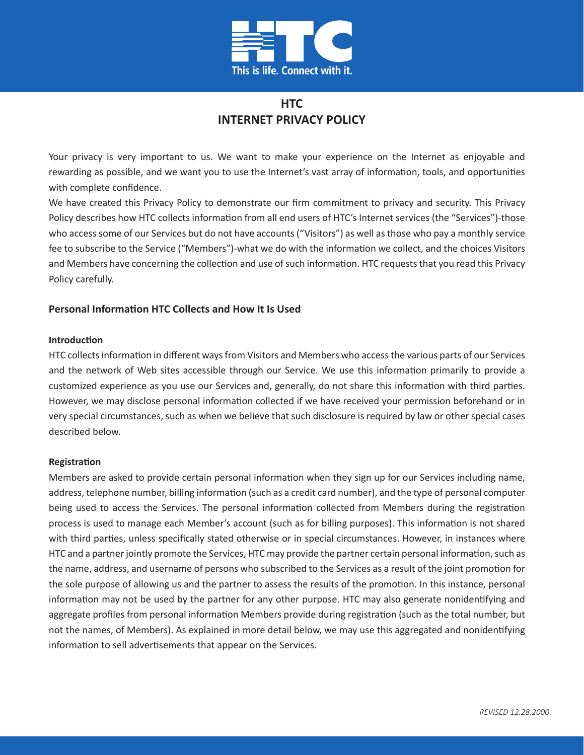# HTC
# INTERNET PRIVACY POLICY

Your privacy is very important to us. We want to make your experience on the Internet as enjoyable and rewarding as possible, and we want you to use the Internet's vast array of information, tools, and opportunities with complete confidence.

We have created this Privacy Policy to demonstrate our firm commitment to privacy and security. This Privacy Policy describes how HTC collects information from all end users of HTC's Internet services (the "Services")-those who access some of our Services but do not have accounts ("Visitors") as well as those who pay a monthly service fee to subscribe to the Service ("Members")-what we do with the information we collect, and the choices Visitors and Members have concerning the collection and use of such information. HTC requests that you read this Privacy Policy carefully.

## Personal Information HTC Collects and How It Is Used

### Introduction

HTC collects information in different ways from Visitors and Members who access the various parts of our Services and the network of Web sites accessible through our Service. We use this information primarily to provide a customized experience as you use our Services and, generally, do not share this information with third parties. However, we may disclose personal information collected if we have received your permission beforehand or in very special circumstances, such as when we believe that such disclosure is required by law or other special cases described below.

### Registration

Members are asked to provide certain personal information when they sign up for our Services including name, address, telephone number, billing information (such as a credit card number), and the type of personal computer being used to access the Services. The personal information collected from Members during the registration process is used to manage each Member's account (such as for billing purposes). This information is not shared with third parties, unless specifically stated otherwise or in special circumstances. However, in instances where HTC and a partner jointly promote the Services, HTC may provide the partner certain personal information, such as the name, address, and username of persons who subscribed to the Services as a result of the joint promotion for the sole purpose of allowing us and the partner to assess the results of the promotion. In this instance, personal information may not be used by the partner for any other purpose. HTC may also generate nonidentifying and aggregate profiles from personal information Members provide during registration (such as the total number, but not the names, of Members). As explained in more detail below, we may use this aggregated and nonidentifying information to sell advertisements that appear on the Services.

*REVISED 12.28.2000*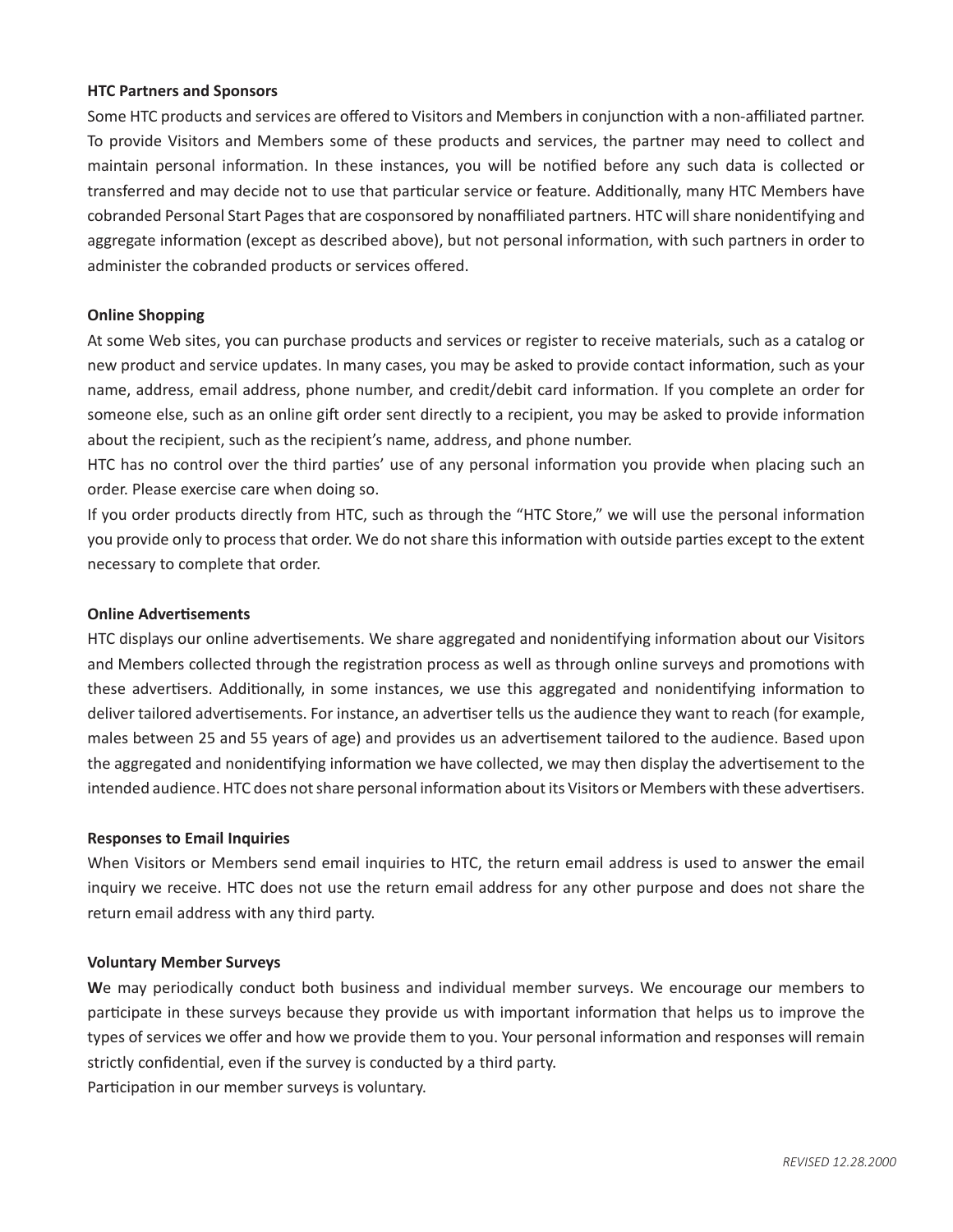**HTC Partners and Sponsors**

Some HTC products and services are offered to Visitors and Members in conjunction with a non-affiliated partner. To provide Visitors and Members some of these products and services, the partner may need to collect and maintain personal information. In these instances, you will be notified before any such data is collected or transferred and may decide not to use that particular service or feature. Additionally, many HTC Members have cobranded Personal Start Pages that are cosponsored by nonaffiliated partners. HTC will share nonidentifying and aggregate information (except as described above), but not personal information, with such partners in order to administer the cobranded products or services offered.

**Online Shopping**

At some Web sites, you can purchase products and services or register to receive materials, such as a catalog or new product and service updates. In many cases, you may be asked to provide contact information, such as your name, address, email address, phone number, and credit/debit card information. If you complete an order for someone else, such as an online gift order sent directly to a recipient, you may be asked to provide information about the recipient, such as the recipient's name, address, and phone number.

HTC has no control over the third parties' use of any personal information you provide when placing such an order. Please exercise care when doing so.

If you order products directly from HTC, such as through the "HTC Store," we will use the personal information you provide only to process that order. We do not share this information with outside parties except to the extent necessary to complete that order.

**Online Advertisements**

HTC displays our online advertisements. We share aggregated and nonidentifying information about our Visitors and Members collected through the registration process as well as through online surveys and promotions with these advertisers. Additionally, in some instances, we use this aggregated and nonidentifying information to deliver tailored advertisements. For instance, an advertiser tells us the audience they want to reach (for example, males between 25 and 55 years of age) and provides us an advertisement tailored to the audience. Based upon the aggregated and nonidentifying information we have collected, we may then display the advertisement to the intended audience. HTC does not share personal information about its Visitors or Members with these advertisers.

**Responses to Email Inquiries**

When Visitors or Members send email inquiries to HTC, the return email address is used to answer the email inquiry we receive. HTC does not use the return email address for any other purpose and does not share the return email address with any third party.

**Voluntary Member Surveys**

**W**e may periodically conduct both business and individual member surveys. We encourage our members to participate in these surveys because they provide us with important information that helps us to improve the types of services we offer and how we provide them to you. Your personal information and responses will remain strictly confidential, even if the survey is conducted by a third party.

Participation in our member surveys is voluntary.

*REVISED 12.28.2000*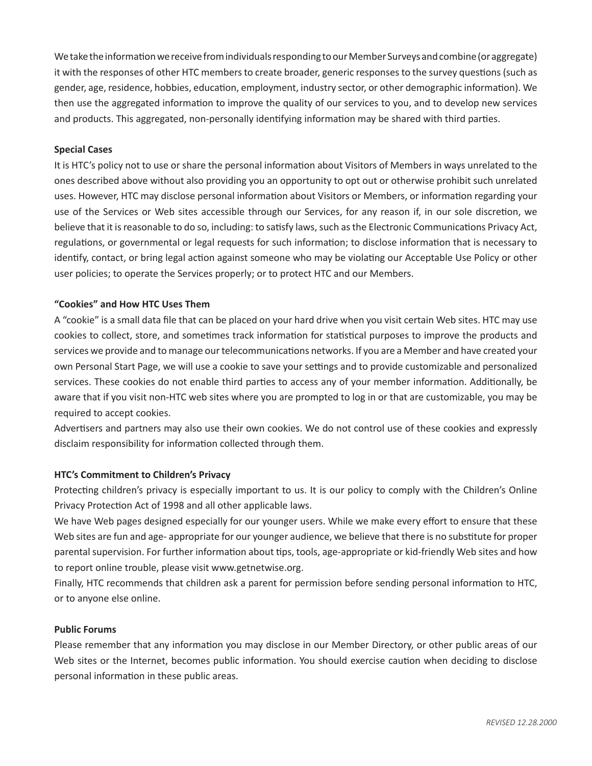We take the information we receive from individuals responding to our Member Surveys and combine (or aggregate) it with the responses of other HTC members to create broader, generic responses to the survey questions (such as gender, age, residence, hobbies, education, employment, industry sector, or other demographic information). We then use the aggregated information to improve the quality of our services to you, and to develop new services and products. This aggregated, non-personally identifying information may be shared with third parties.

**Special Cases**

It is HTC's policy not to use or share the personal information about Visitors of Members in ways unrelated to the ones described above without also providing you an opportunity to opt out or otherwise prohibit such unrelated uses. However, HTC may disclose personal information about Visitors or Members, or information regarding your use of the Services or Web sites accessible through our Services, for any reason if, in our sole discretion, we believe that it is reasonable to do so, including: to satisfy laws, such as the Electronic Communications Privacy Act, regulations, or governmental or legal requests for such information; to disclose information that is necessary to identify, contact, or bring legal action against someone who may be violating our Acceptable Use Policy or other user policies; to operate the Services properly; or to protect HTC and our Members.

**"Cookies" and How HTC Uses Them**

A "cookie" is a small data file that can be placed on your hard drive when you visit certain Web sites. HTC may use cookies to collect, store, and sometimes track information for statistical purposes to improve the products and services we provide and to manage our telecommunications networks. If you are a Member and have created your own Personal Start Page, we will use a cookie to save your settings and to provide customizable and personalized services. These cookies do not enable third parties to access any of your member information. Additionally, be aware that if you visit non-HTC web sites where you are prompted to log in or that are customizable, you may be required to accept cookies.

Advertisers and partners may also use their own cookies. We do not control use of these cookies and expressly disclaim responsibility for information collected through them.

**HTC's Commitment to Children's Privacy**

Protecting children's privacy is especially important to us. It is our policy to comply with the Children's Online Privacy Protection Act of 1998 and all other applicable laws.

We have Web pages designed especially for our younger users. While we make every effort to ensure that these Web sites are fun and age- appropriate for our younger audience, we believe that there is no substitute for proper parental supervision. For further information about tips, tools, age-appropriate or kid-friendly Web sites and how to report online trouble, please visit www.getnetwise.org.

Finally, HTC recommends that children ask a parent for permission before sending personal information to HTC, or to anyone else online.

**Public Forums**

Please remember that any information you may disclose in our Member Directory, or other public areas of our Web sites or the Internet, becomes public information. You should exercise caution when deciding to disclose personal information in these public areas.

*REVISED 12.28.2000*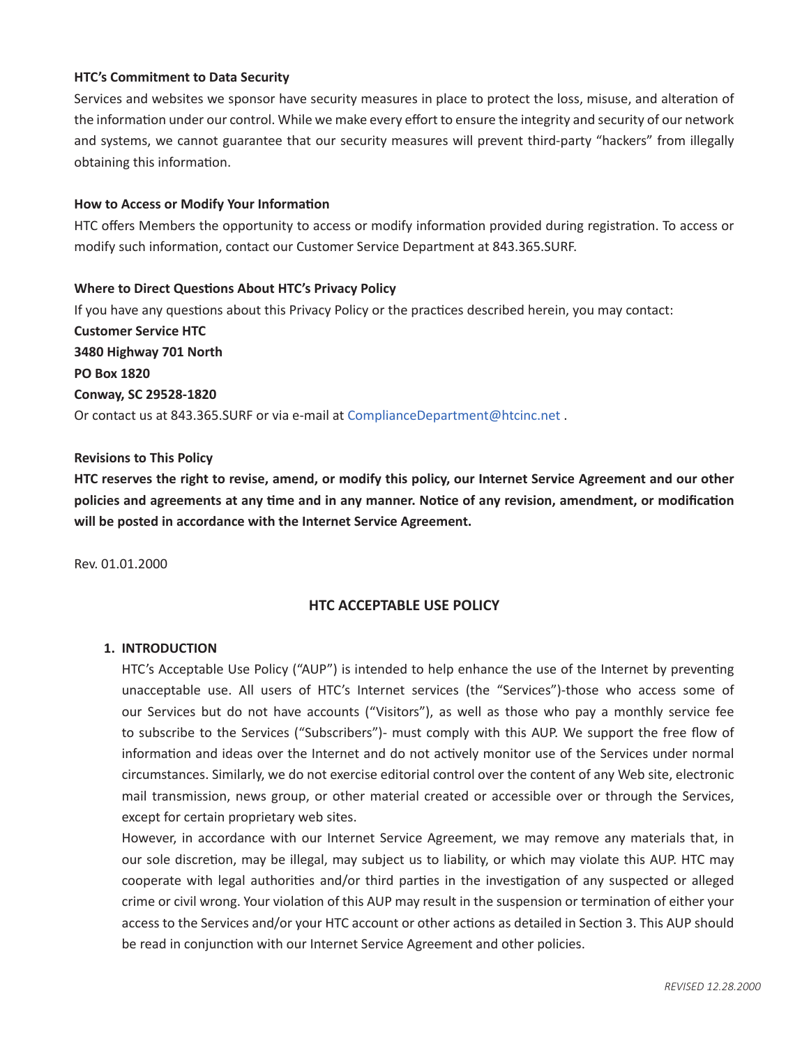**HTC's Commitment to Data Security**

Services and websites we sponsor have security measures in place to protect the loss, misuse, and alteration of the information under our control. While we make every effort to ensure the integrity and security of our network and systems, we cannot guarantee that our security measures will prevent third-party "hackers" from illegally obtaining this information.

**How to Access or Modify Your Information**

HTC offers Members the opportunity to access or modify information provided during registration. To access or modify such information, contact our Customer Service Department at 843.365.SURF.

**Where to Direct Questions About HTC's Privacy Policy**

If you have any questions about this Privacy Policy or the practices described herein, you may contact:
**Customer Service HTC**
**3480 Highway 701 North**
**PO Box 1820**
**Conway, SC 29528-1820**
Or contact us at 843.365.SURF or via e-mail at ComplianceDepartment@htcinc.net .

**Revisions to This Policy**

**HTC reserves the right to revise, amend, or modify this policy, our Internet Service Agreement and our other policies and agreements at any time and in any manner. Notice of any revision, amendment, or modification will be posted in accordance with the Internet Service Agreement.**

Rev. 01.01.2000

## HTC ACCEPTABLE USE POLICY

1. **INTRODUCTION**

   HTC's Acceptable Use Policy ("AUP") is intended to help enhance the use of the Internet by preventing unacceptable use. All users of HTC's Internet services (the "Services")-those who access some of our Services but do not have accounts ("Visitors"), as well as those who pay a monthly service fee to subscribe to the Services ("Subscribers")- must comply with this AUP. We support the free flow of information and ideas over the Internet and do not actively monitor use of the Services under normal circumstances. Similarly, we do not exercise editorial control over the content of any Web site, electronic mail transmission, news group, or other material created or accessible over or through the Services, except for certain proprietary web sites.

   However, in accordance with our Internet Service Agreement, we may remove any materials that, in our sole discretion, may be illegal, may subject us to liability, or which may violate this AUP. HTC may cooperate with legal authorities and/or third parties in the investigation of any suspected or alleged crime or civil wrong. Your violation of this AUP may result in the suspension or termination of either your access to the Services and/or your HTC account or other actions as detailed in Section 3. This AUP should be read in conjunction with our Internet Service Agreement and other policies.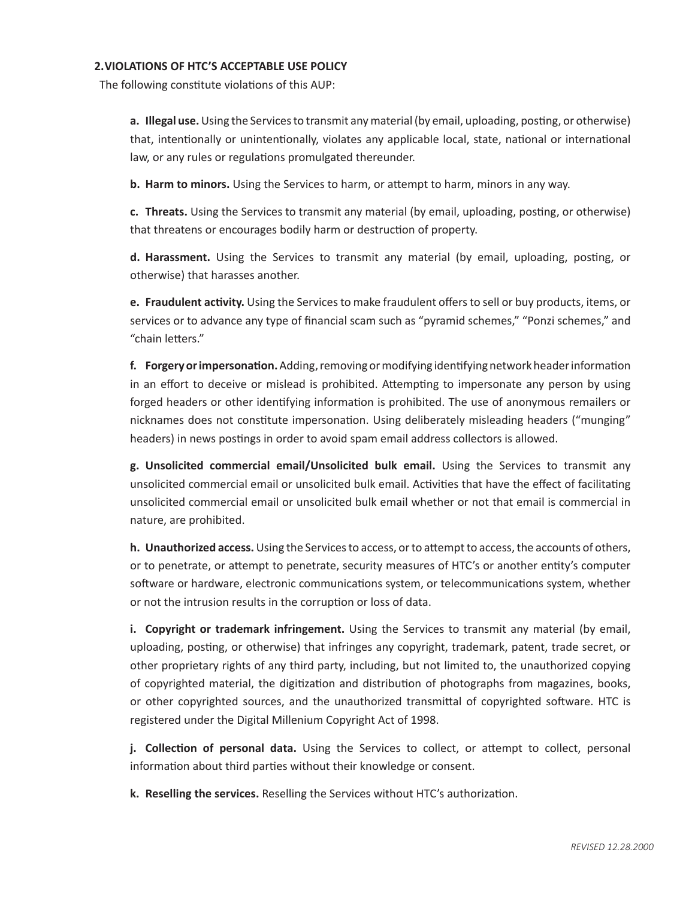## 2. VIOLATIONS OF HTC'S ACCEPTABLE USE POLICY

The following constitute violations of this AUP:

**a. Illegal use.** Using the Services to transmit any material (by email, uploading, posting, or otherwise) that, intentionally or unintentionally, violates any applicable local, state, national or international law, or any rules or regulations promulgated thereunder.

**b. Harm to minors.** Using the Services to harm, or attempt to harm, minors in any way.

**c. Threats.** Using the Services to transmit any material (by email, uploading, posting, or otherwise) that threatens or encourages bodily harm or destruction of property.

**d. Harassment.** Using the Services to transmit any material (by email, uploading, posting, or otherwise) that harasses another.

**e. Fraudulent activity.** Using the Services to make fraudulent offers to sell or buy products, items, or services or to advance any type of financial scam such as "pyramid schemes," "Ponzi schemes," and "chain letters."

**f. Forgery or impersonation.** Adding, removing or modifying identifying network header information in an effort to deceive or mislead is prohibited. Attempting to impersonate any person by using forged headers or other identifying information is prohibited. The use of anonymous remailers or nicknames does not constitute impersonation. Using deliberately misleading headers ("munging" headers) in news postings in order to avoid spam email address collectors is allowed.

**g. Unsolicited commercial email/Unsolicited bulk email.** Using the Services to transmit any unsolicited commercial email or unsolicited bulk email. Activities that have the effect of facilitating unsolicited commercial email or unsolicited bulk email whether or not that email is commercial in nature, are prohibited.

**h. Unauthorized access.** Using the Services to access, or to attempt to access, the accounts of others, or to penetrate, or attempt to penetrate, security measures of HTC's or another entity's computer software or hardware, electronic communications system, or telecommunications system, whether or not the intrusion results in the corruption or loss of data.

**i. Copyright or trademark infringement.** Using the Services to transmit any material (by email, uploading, posting, or otherwise) that infringes any copyright, trademark, patent, trade secret, or other proprietary rights of any third party, including, but not limited to, the unauthorized copying of copyrighted material, the digitization and distribution of photographs from magazines, books, or other copyrighted sources, and the unauthorized transmittal of copyrighted software. HTC is registered under the Digital Millenium Copyright Act of 1998.

**j. Collection of personal data.** Using the Services to collect, or attempt to collect, personal information about third parties without their knowledge or consent.

**k. Reselling the services.** Reselling the Services without HTC's authorization.

*REVISED 12.28.2000*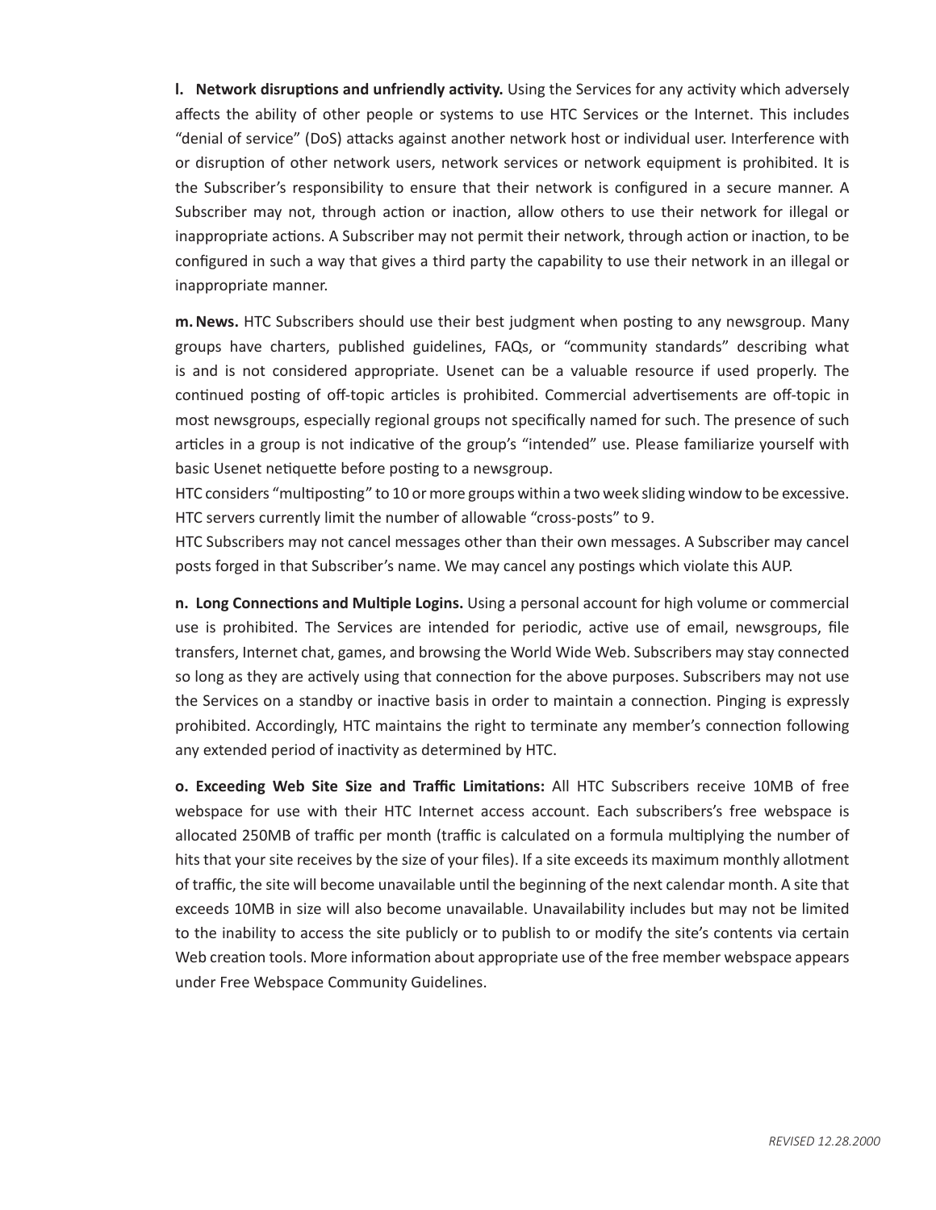**l. Network disruptions and unfriendly activity.** Using the Services for any activity which adversely affects the ability of other people or systems to use HTC Services or the Internet. This includes "denial of service" (DoS) attacks against another network host or individual user. Interference with or disruption of other network users, network services or network equipment is prohibited. It is the Subscriber's responsibility to ensure that their network is configured in a secure manner. A Subscriber may not, through action or inaction, allow others to use their network for illegal or inappropriate actions. A Subscriber may not permit their network, through action or inaction, to be configured in such a way that gives a third party the capability to use their network in an illegal or inappropriate manner.

**m. News.** HTC Subscribers should use their best judgment when posting to any newsgroup. Many groups have charters, published guidelines, FAQs, or "community standards" describing what is and is not considered appropriate. Usenet can be a valuable resource if used properly. The continued posting of off-topic articles is prohibited. Commercial advertisements are off-topic in most newsgroups, especially regional groups not specifically named for such. The presence of such articles in a group is not indicative of the group's "intended" use. Please familiarize yourself with basic Usenet netiquette before posting to a newsgroup.
HTC considers "multiposting" to 10 or more groups within a two week sliding window to be excessive. HTC servers currently limit the number of allowable "cross-posts" to 9.
HTC Subscribers may not cancel messages other than their own messages. A Subscriber may cancel posts forged in that Subscriber's name. We may cancel any postings which violate this AUP.

**n. Long Connections and Multiple Logins.** Using a personal account for high volume or commercial use is prohibited. The Services are intended for periodic, active use of email, newsgroups, file transfers, Internet chat, games, and browsing the World Wide Web. Subscribers may stay connected so long as they are actively using that connection for the above purposes. Subscribers may not use the Services on a standby or inactive basis in order to maintain a connection. Pinging is expressly prohibited. Accordingly, HTC maintains the right to terminate any member's connection following any extended period of inactivity as determined by HTC.

**o. Exceeding Web Site Size and Traffic Limitations:** All HTC Subscribers receive 10MB of free webspace for use with their HTC Internet access account. Each subscribers's free webspace is allocated 250MB of traffic per month (traffic is calculated on a formula multiplying the number of hits that your site receives by the size of your files). If a site exceeds its maximum monthly allotment of traffic, the site will become unavailable until the beginning of the next calendar month. A site that exceeds 10MB in size will also become unavailable. Unavailability includes but may not be limited to the inability to access the site publicly or to publish to or modify the site's contents via certain Web creation tools. More information about appropriate use of the free member webspace appears under Free Webspace Community Guidelines.

*REVISED 12.28.2000*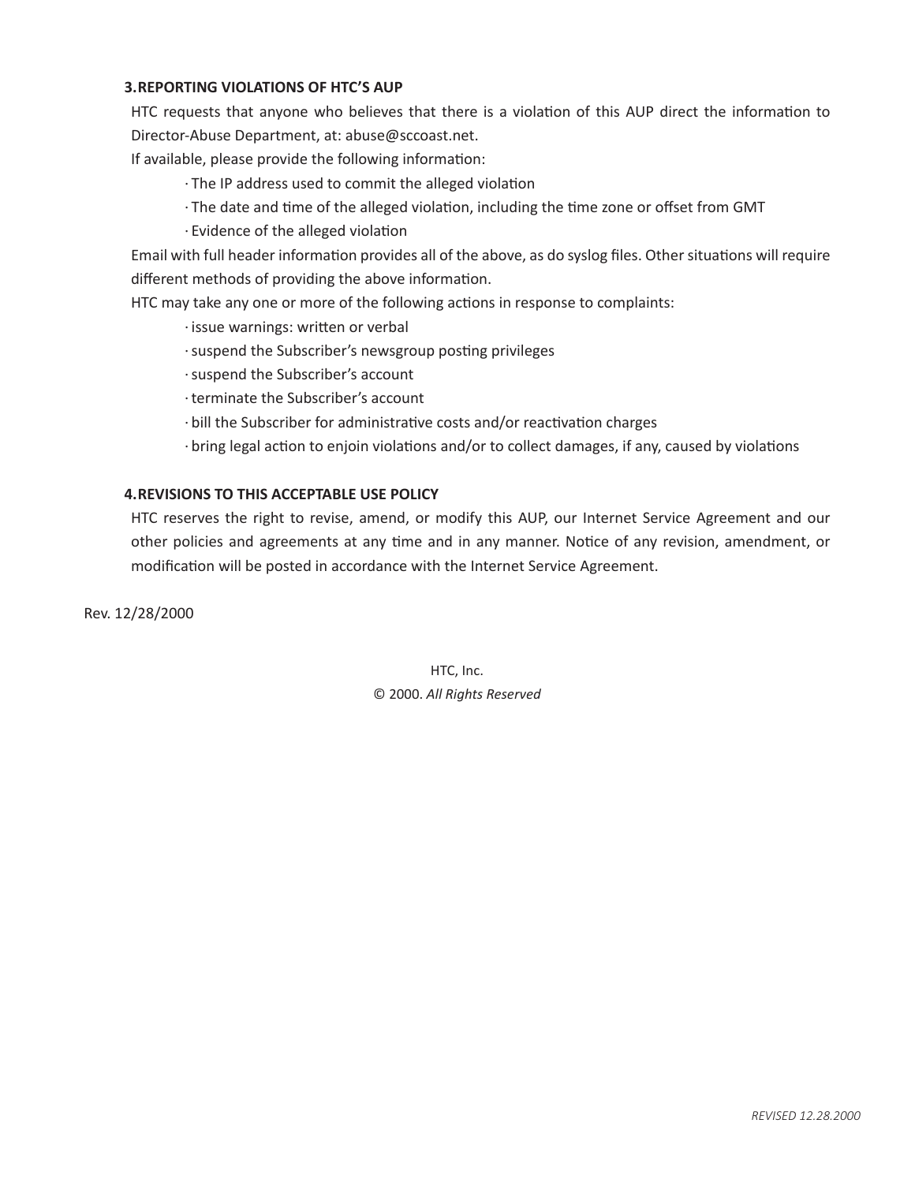### 3. REPORTING VIOLATIONS OF HTC'S AUP

HTC requests that anyone who believes that there is a violation of this AUP direct the information to Director-Abuse Department, at: abuse@sccoast.net.

If available, please provide the following information:

- The IP address used to commit the alleged violation
- The date and time of the alleged violation, including the time zone or offset from GMT
- Evidence of the alleged violation

Email with full header information provides all of the above, as do syslog files. Other situations will require different methods of providing the above information.

HTC may take any one or more of the following actions in response to complaints:

- issue warnings: written or verbal
- suspend the Subscriber's newsgroup posting privileges
- suspend the Subscriber's account
- terminate the Subscriber's account
- bill the Subscriber for administrative costs and/or reactivation charges
- bring legal action to enjoin violations and/or to collect damages, if any, caused by violations

### 4. REVISIONS TO THIS ACCEPTABLE USE POLICY

HTC reserves the right to revise, amend, or modify this AUP, our Internet Service Agreement and our other policies and agreements at any time and in any manner. Notice of any revision, amendment, or modification will be posted in accordance with the Internet Service Agreement.

Rev. 12/28/2000

HTC, Inc.

© 2000. *All Rights Reserved*